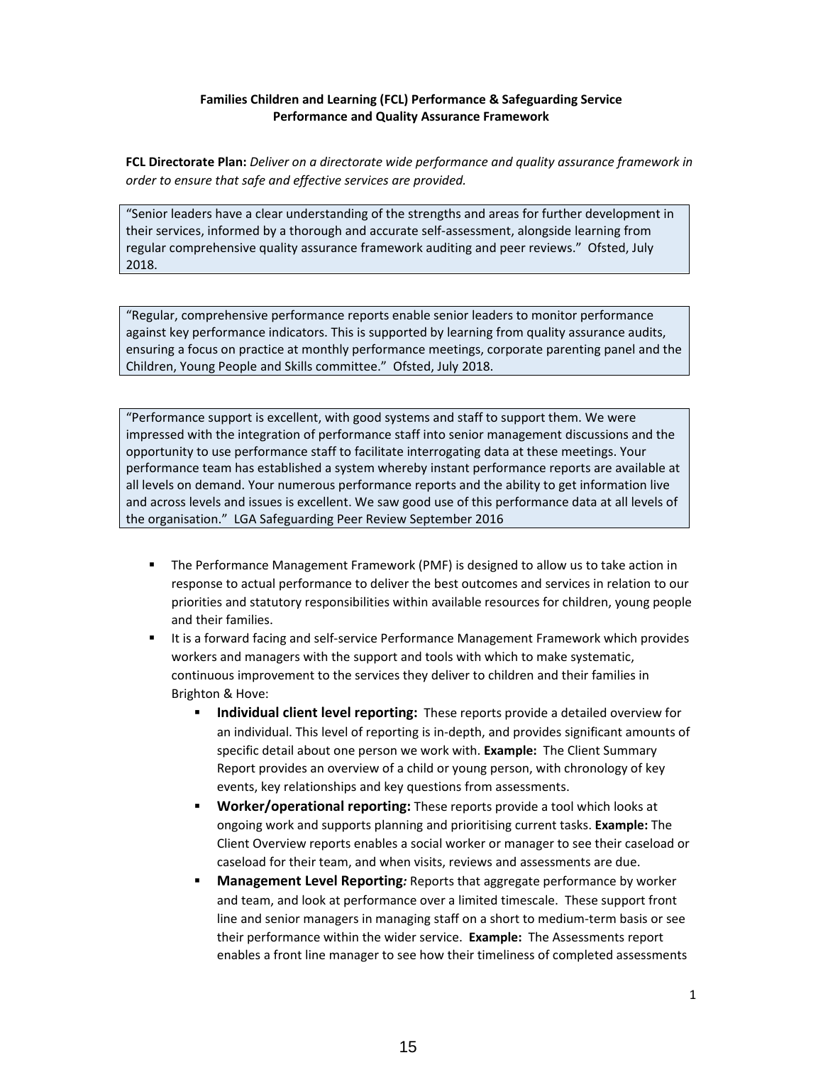**Families Children and Learning (FCL) Performance & Safeguarding Service**
**Performance and Quality Assurance Framework**

**FCL Directorate Plan:** *Deliver on a directorate wide performance and quality assurance framework in order to ensure that safe and effective services are provided.*

> "Senior leaders have a clear understanding of the strengths and areas for further development in their services, informed by a thorough and accurate self-assessment, alongside learning from regular comprehensive quality assurance framework auditing and peer reviews." Ofsted, July 2018.

> "Regular, comprehensive performance reports enable senior leaders to monitor performance against key performance indicators. This is supported by learning from quality assurance audits, ensuring a focus on practice at monthly performance meetings, corporate parenting panel and the Children, Young People and Skills committee." Ofsted, July 2018.

> "Performance support is excellent, with good systems and staff to support them. We were impressed with the integration of performance staff into senior management discussions and the opportunity to use performance staff to facilitate interrogating data at these meetings. Your performance team has established a system whereby instant performance reports are available at all levels on demand. Your numerous performance reports and the ability to get information live and across levels and issues is excellent. We saw good use of this performance data at all levels of the organisation." LGA Safeguarding Peer Review September 2016

- The Performance Management Framework (PMF) is designed to allow us to take action in response to actual performance to deliver the best outcomes and services in relation to our priorities and statutory responsibilities within available resources for children, young people and their families.
- It is a forward facing and self-service Performance Management Framework which provides workers and managers with the support and tools with which to make systematic, continuous improvement to the services they deliver to children and their families in Brighton & Hove:
    - **Individual client level reporting:** These reports provide a detailed overview for an individual. This level of reporting is in-depth, and provides significant amounts of specific detail about one person we work with. **Example:** The Client Summary Report provides an overview of a child or young person, with chronology of key events, key relationships and key questions from assessments.
    - **Worker/operational reporting:** These reports provide a tool which looks at ongoing work and supports planning and prioritising current tasks. **Example:** The Client Overview reports enables a social worker or manager to see their caseload or caseload for their team, and when visits, reviews and assessments are due.
    - **Management Level Reporting*:*** Reports that aggregate performance by worker and team, and look at performance over a limited timescale. These support front line and senior managers in managing staff on a short to medium-term basis or see their performance within the wider service. **Example:** The Assessments report enables a front line manager to see how their timeliness of completed assessments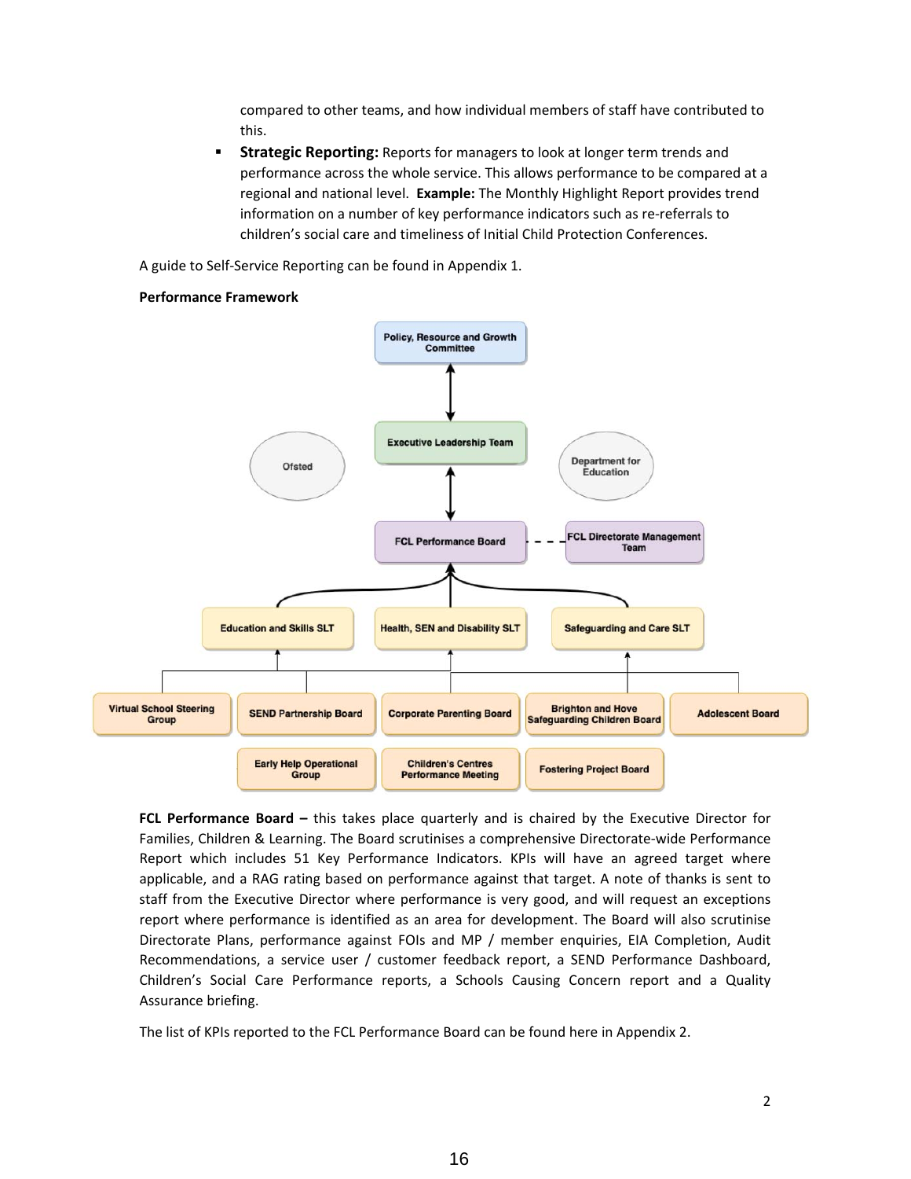compared to other teams, and how individual members of staff have contributed to this.

- **Strategic Reporting:** Reports for managers to look at longer term trends and performance across the whole service. This allows performance to be compared at a regional and national level. **Example:** The Monthly Highlight Report provides trend information on a number of key performance indicators such as re-referrals to children's social care and timeliness of Initial Child Protection Conferences.

A guide to Self-Service Reporting can be found in Appendix 1.

**Performance Framework**

Policy, Resource and Growth Committee

Executive Leadership Team

Ofsted

Department for Education

FCL Performance Board

FCL Directorate Management Team

Education and Skills SLT

Health, SEN and Disability SLT

Safeguarding and Care SLT

Virtual School Steering Group

SEND Partnership Board

Corporate Parenting Board

Brighton and Hove Safeguarding Children Board

Adolescent Board

Early Help Operational Group

Children's Centres Performance Meeting

Fostering Project Board

**FCL Performance Board –** this takes place quarterly and is chaired by the Executive Director for Families, Children & Learning. The Board scrutinises a comprehensive Directorate-wide Performance Report which includes 51 Key Performance Indicators. KPIs will have an agreed target where applicable, and a RAG rating based on performance against that target. A note of thanks is sent to staff from the Executive Director where performance is very good, and will request an exceptions report where performance is identified as an area for development. The Board will also scrutinise Directorate Plans, performance against FOIs and MP / member enquiries, EIA Completion, Audit Recommendations, a service user / customer feedback report, a SEND Performance Dashboard, Children's Social Care Performance reports, a Schools Causing Concern report and a Quality Assurance briefing.

The list of KPIs reported to the FCL Performance Board can be found here in Appendix 2.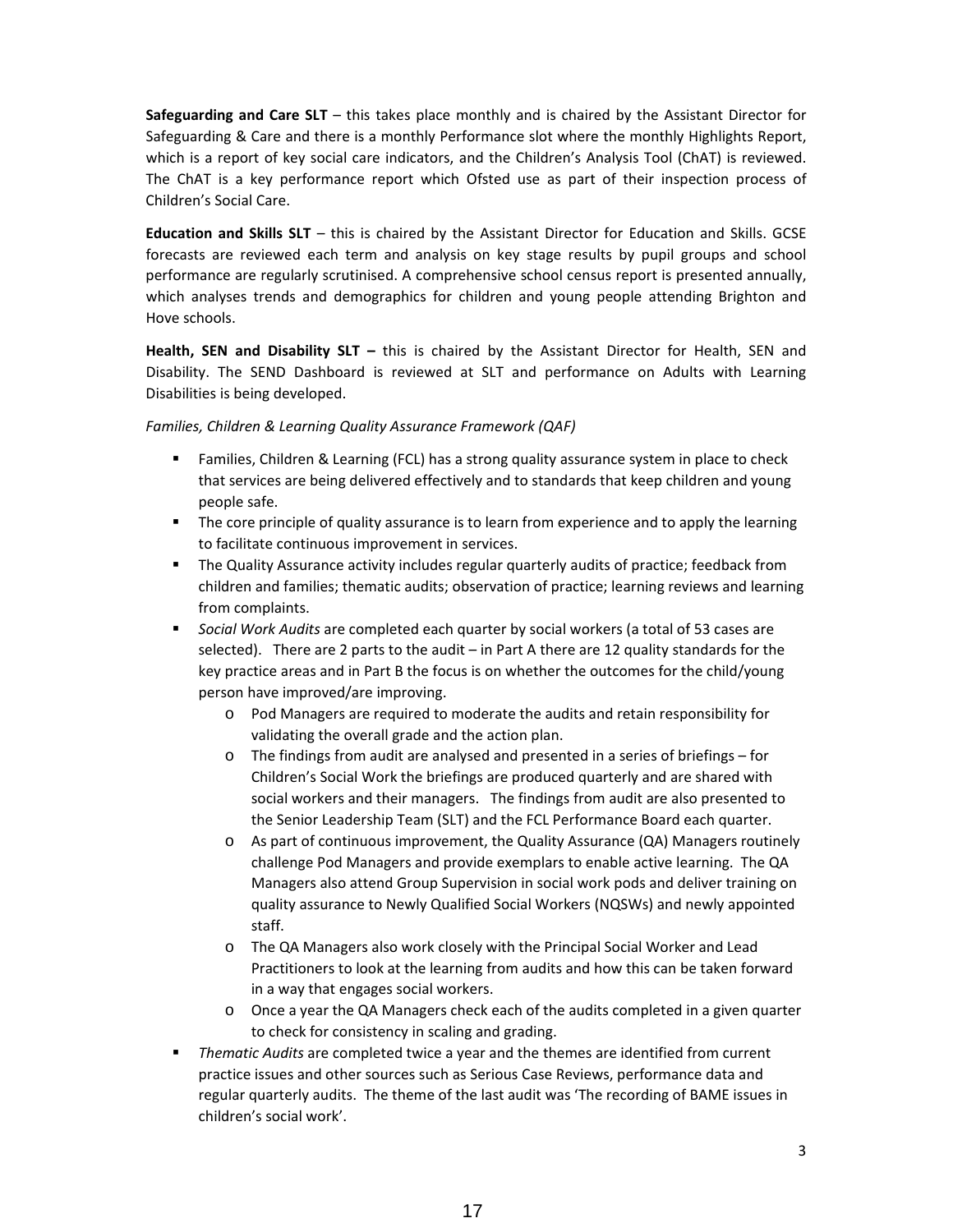**Safeguarding and Care SLT** – this takes place monthly and is chaired by the Assistant Director for Safeguarding & Care and there is a monthly Performance slot where the monthly Highlights Report, which is a report of key social care indicators, and the Children's Analysis Tool (ChAT) is reviewed. The ChAT is a key performance report which Ofsted use as part of their inspection process of Children's Social Care.

**Education and Skills SLT** – this is chaired by the Assistant Director for Education and Skills. GCSE forecasts are reviewed each term and analysis on key stage results by pupil groups and school performance are regularly scrutinised. A comprehensive school census report is presented annually, which analyses trends and demographics for children and young people attending Brighton and Hove schools.

**Health, SEN and Disability SLT –** this is chaired by the Assistant Director for Health, SEN and Disability. The SEND Dashboard is reviewed at SLT and performance on Adults with Learning Disabilities is being developed.

*Families, Children & Learning Quality Assurance Framework (QAF)*

- Families, Children & Learning (FCL) has a strong quality assurance system in place to check that services are being delivered effectively and to standards that keep children and young people safe.
- The core principle of quality assurance is to learn from experience and to apply the learning to facilitate continuous improvement in services.
- The Quality Assurance activity includes regular quarterly audits of practice; feedback from children and families; thematic audits; observation of practice; learning reviews and learning from complaints.
- *Social Work Audits* are completed each quarter by social workers (a total of 53 cases are selected). There are 2 parts to the audit – in Part A there are 12 quality standards for the key practice areas and in Part B the focus is on whether the outcomes for the child/young person have improved/are improving.
  - Pod Managers are required to moderate the audits and retain responsibility for validating the overall grade and the action plan.
  - The findings from audit are analysed and presented in a series of briefings – for Children's Social Work the briefings are produced quarterly and are shared with social workers and their managers. The findings from audit are also presented to the Senior Leadership Team (SLT) and the FCL Performance Board each quarter.
  - As part of continuous improvement, the Quality Assurance (QA) Managers routinely challenge Pod Managers and provide exemplars to enable active learning. The QA Managers also attend Group Supervision in social work pods and deliver training on quality assurance to Newly Qualified Social Workers (NQSWs) and newly appointed staff.
  - The QA Managers also work closely with the Principal Social Worker and Lead Practitioners to look at the learning from audits and how this can be taken forward in a way that engages social workers.
  - Once a year the QA Managers check each of the audits completed in a given quarter to check for consistency in scaling and grading.
- *Thematic Audits* are completed twice a year and the themes are identified from current practice issues and other sources such as Serious Case Reviews, performance data and regular quarterly audits. The theme of the last audit was 'The recording of BAME issues in children's social work'.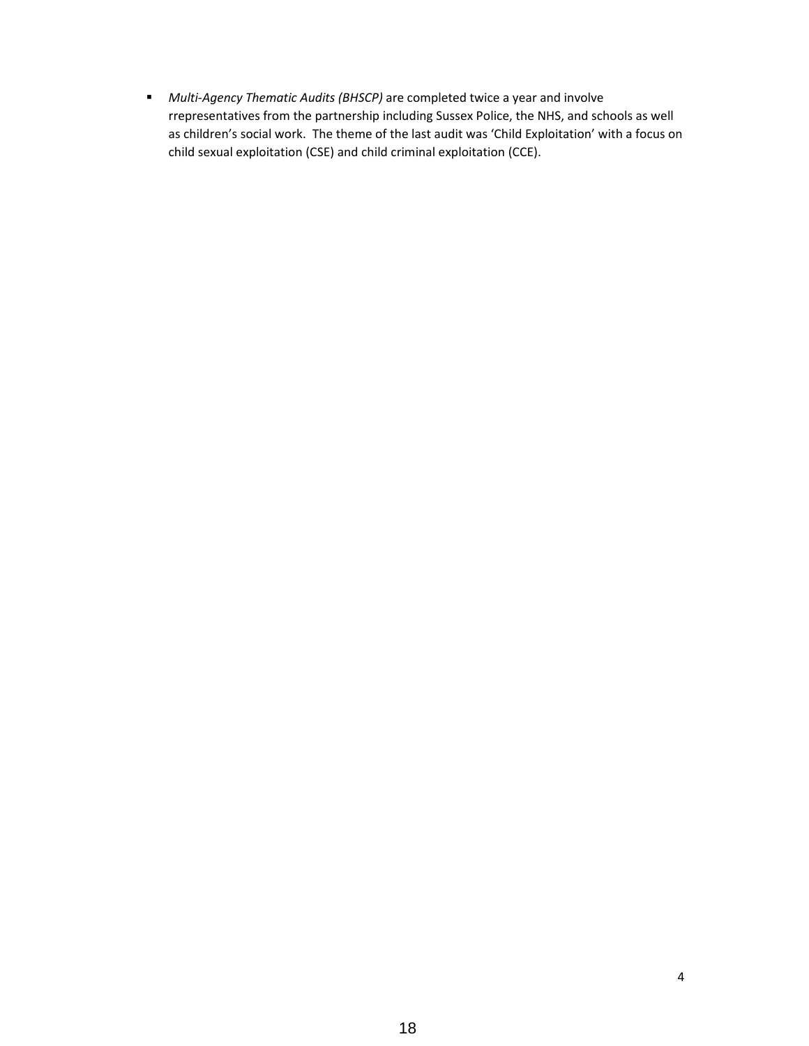- *Multi-Agency Thematic Audits (BHSCP)* are completed twice a year and involve rrepresentatives from the partnership including Sussex Police, the NHS, and schools as well as children's social work. The theme of the last audit was 'Child Exploitation' with a focus on child sexual exploitation (CSE) and child criminal exploitation (CCE).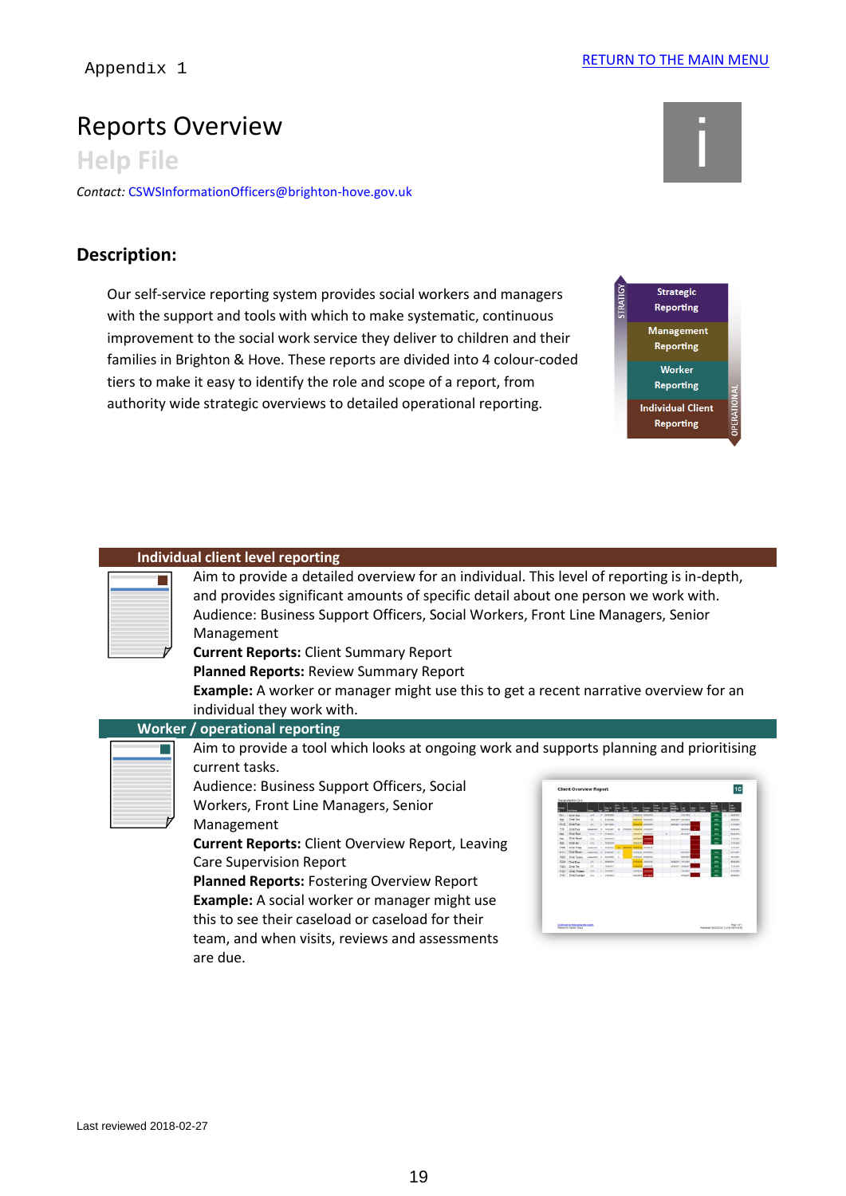Appendix 1

[RETURN TO THE MAIN MENU]

# Reports Overview

## Help File

*Contact:* CSWSInformationOfficers@brighton-hove.gov.uk

### Description:

Our self-service reporting system provides social workers and managers with the support and tools with which to make systematic, continuous improvement to the social work service they deliver to children and their families in Brighton & Hove. These reports are divided into 4 colour-coded tiers to make it easy to identify the role and scope of a report, from authority wide strategic overviews to detailed operational reporting.

STRATEGY
- Strategic Reporting
- Management Reporting
- Worker Reporting
- Individual Client Reporting

OPERATIONAL

#### Individual client level reporting

Aim to provide a detailed overview for an individual. This level of reporting is in-depth, and provides significant amounts of specific detail about one person we work with.
Audience: Business Support Officers, Social Workers, Front Line Managers, Senior Management
**Current Reports:** Client Summary Report
**Planned Reports:** Review Summary Report
**Example:** A worker or manager might use this to get a recent narrative overview for an individual they work with.

#### Worker / operational reporting

Aim to provide a tool which looks at ongoing work and supports planning and prioritising current tasks.
Audience: Business Support Officers, Social Workers, Front Line Managers, Senior Management
**Current Reports:** Client Overview Report, Leaving Care Supervision Report
**Planned Reports:** Fostering Overview Report
**Example:** A social worker or manager might use this to see their caseload or caseload for their team, and when visits, reviews and assessments are due.

Last reviewed 2018-02-27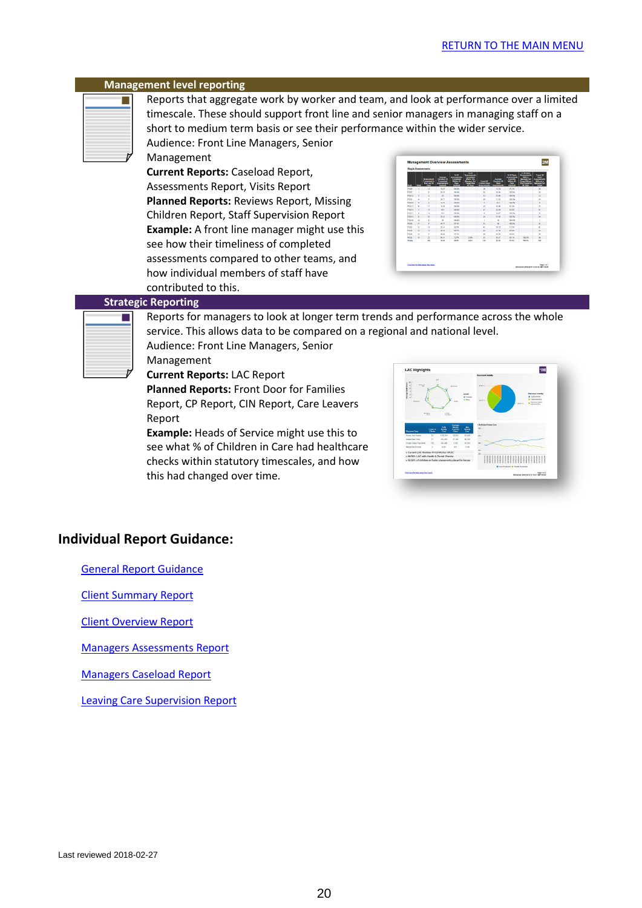[RETURN TO THE MAIN MENU](#)

## Management level reporting

Reports that aggregate work by worker and team, and look at performance over a limited timescale. These should support front line and senior managers in managing staff on a short to medium term basis or see their performance within the wider service.

Audience: Front Line Managers, Senior Management

**Current Reports:** Caseload Report, Assessments Report, Visits Report

**Planned Reports:** Reviews Report, Missing Children Report, Staff Supervision Report

**Example:** A front line manager might use this see how their timeliness of completed assessments compared to other teams, and how individual members of staff have contributed to this.

## Strategic Reporting

Reports for managers to look at longer term trends and performance across the whole service. This allows data to be compared on a regional and national level.

Audience: Front Line Managers, Senior Management

**Current Reports:** LAC Report

**Planned Reports:** Front Door for Families Report, CP Report, CIN Report, Care Leavers Report

**Example:** Heads of Service might use this to see what % of Children in Care had healthcare checks within statutory timescales, and how this had changed over time.

## Individual Report Guidance:

[General Report Guidance](#)

[Client Summary Report](#)

[Client Overview Report](#)

[Managers Assessments Report](#)

[Managers Caseload Report](#)

[Leaving Care Supervision Report](#)

Last reviewed 2018-02-27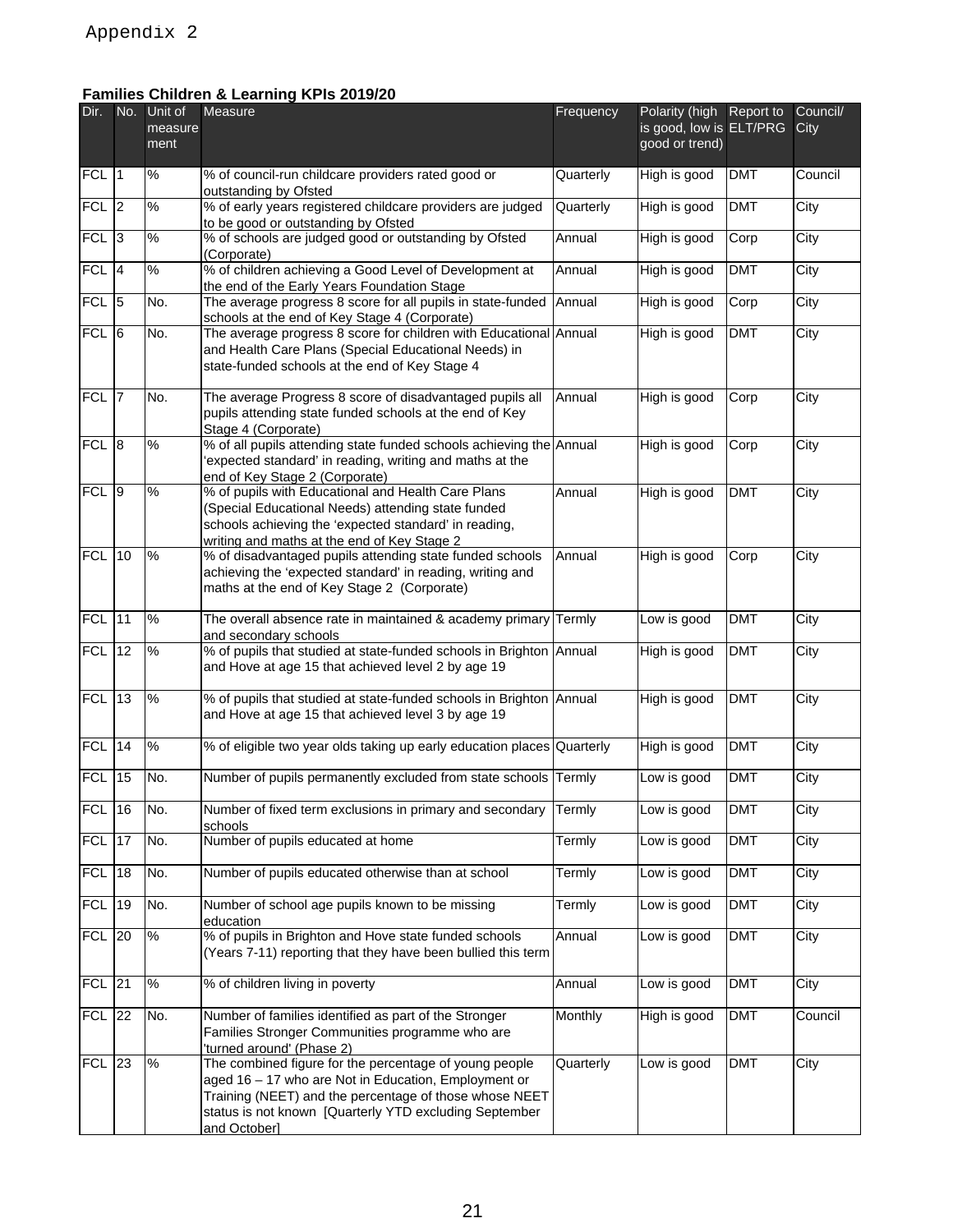Appendix 2

**Families Children & Learning KPIs 2019/20**

| Dir. | No. | Unit of measurement | Measure | Frequency | Polarity (high is good, low is good or trend) | Report to ELT/PRG | Council/ City |
|---|---|---|---|---|---|---|---|
| FCL | 1 | % | % of council-run childcare providers rated good or outstanding by Ofsted | Quarterly | High is good | DMT | Council |
| FCL | 2 | % | % of early years registered childcare providers are judged to be good or outstanding by Ofsted | Quarterly | High is good | DMT | City |
| FCL | 3 | % | % of schools are judged good or outstanding by Ofsted (Corporate) | Annual | High is good | Corp | City |
| FCL | 4 | % | % of children achieving a Good Level of Development at the end of the Early Years Foundation Stage | Annual | High is good | DMT | City |
| FCL | 5 | No. | The average progress 8 score for all pupils in state-funded schools at the end of Key Stage 4 (Corporate) | Annual | High is good | Corp | City |
| FCL | 6 | No. | The average progress 8 score for children with Educational and Health Care Plans (Special Educational Needs) in state-funded schools at the end of Key Stage 4 | Annual | High is good | DMT | City |
| FCL | 7 | No. | The average Progress 8 score of disadvantaged pupils all pupils attending state funded schools at the end of Key Stage 4 (Corporate) | Annual | High is good | Corp | City |
| FCL | 8 | % | % of all pupils attending state funded schools achieving the 'expected standard' in reading, writing and maths at the end of Key Stage 2 (Corporate) | Annual | High is good | Corp | City |
| FCL | 9 | % | % of pupils with Educational and Health Care Plans (Special Educational Needs) attending state funded schools achieving the 'expected standard' in reading, writing and maths at the end of Key Stage 2 | Annual | High is good | DMT | City |
| FCL | 10 | % | % of disadvantaged pupils attending state funded schools achieving the 'expected standard' in reading, writing and maths at the end of Key Stage 2 (Corporate) | Annual | High is good | Corp | City |
| FCL | 11 | % | The overall absence rate in maintained & academy primary and secondary schools | Termly | Low is good | DMT | City |
| FCL | 12 | % | % of pupils that studied at state-funded schools in Brighton and Hove at age 15 that achieved level 2 by age 19 | Annual | High is good | DMT | City |
| FCL | 13 | % | % of pupils that studied at state-funded schools in Brighton and Hove at age 15 that achieved level 3 by age 19 | Annual | High is good | DMT | City |
| FCL | 14 | % | % of eligible two year olds taking up early education places | Quarterly | High is good | DMT | City |
| FCL | 15 | No. | Number of pupils permanently excluded from state schools | Termly | Low is good | DMT | City |
| FCL | 16 | No. | Number of fixed term exclusions in primary and secondary schools | Termly | Low is good | DMT | City |
| FCL | 17 | No. | Number of pupils educated at home | Termly | Low is good | DMT | City |
| FCL | 18 | No. | Number of pupils educated otherwise than at school | Termly | Low is good | DMT | City |
| FCL | 19 | No. | Number of school age pupils known to be missing education | Termly | Low is good | DMT | City |
| FCL | 20 | % | % of pupils in Brighton and Hove state funded schools (Years 7-11) reporting that they have been bullied this term | Annual | Low is good | DMT | City |
| FCL | 21 | % | % of children living in poverty | Annual | Low is good | DMT | City |
| FCL | 22 | No. | Number of families identified as part of the Stronger Families Stronger Communities programme who are 'turned around' (Phase 2) | Monthly | High is good | DMT | Council |
| FCL | 23 | % | The combined figure for the percentage of young people aged 16 – 17 who are Not in Education, Employment or Training (NEET) and the percentage of those whose NEET status is not known [Quarterly YTD excluding September and October] | Quarterly | Low is good | DMT | City |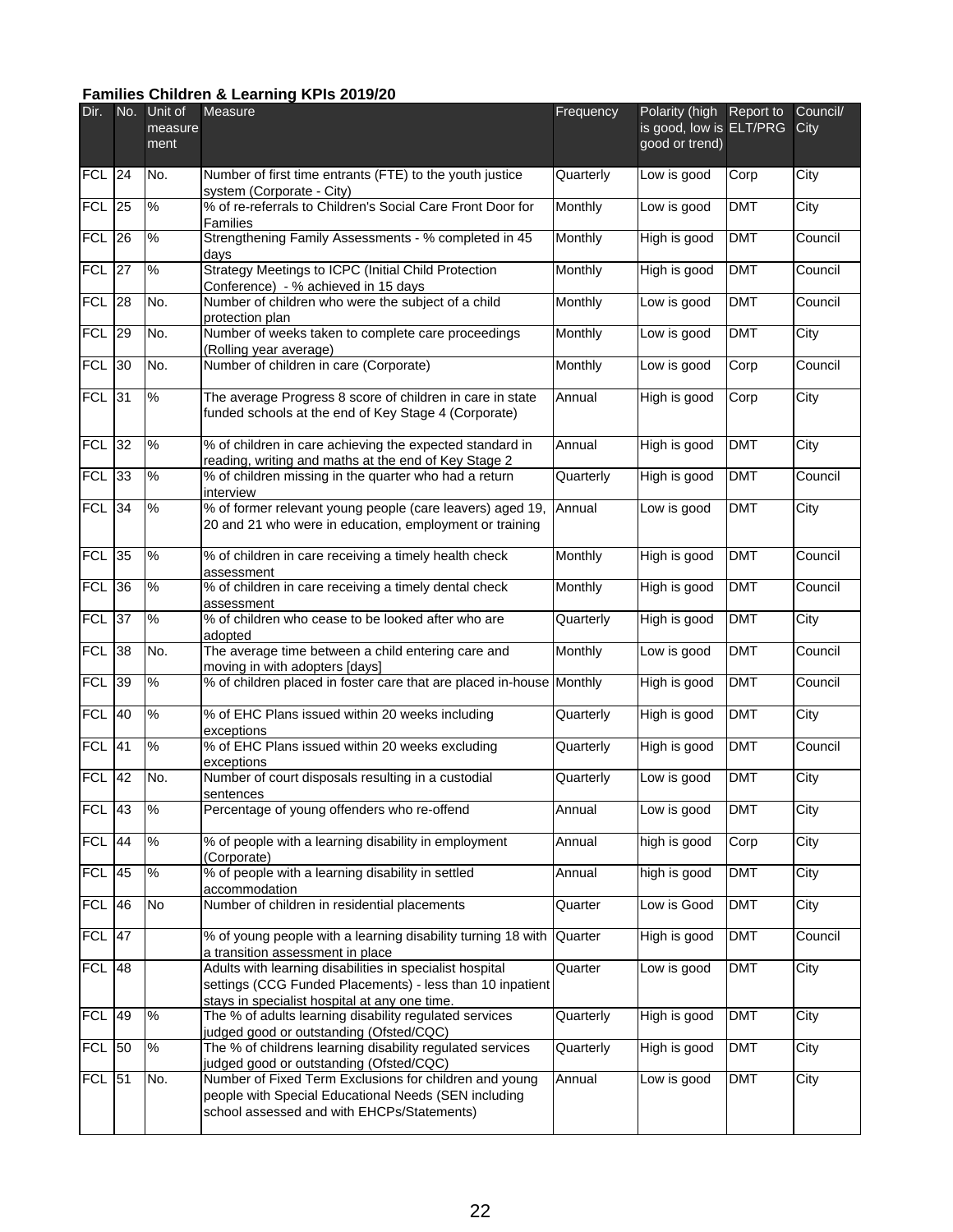**Families Children & Learning KPIs 2019/20**

| Dir. | No. | Unit of measure ment | Measure | Frequency | Polarity (high is good, low is good or trend) | Report to ELT/PRG | Council/ City |
|---|---|---|---|---|---|---|---|
| FCL | 24 | No. | Number of first time entrants (FTE) to the youth justice system (Corporate - City) | Quarterly | Low is good | Corp | City |
| FCL | 25 | % | % of re-referrals to Children's Social Care Front Door for Families | Monthly | Low is good | DMT | City |
| FCL | 26 | % | Strengthening Family Assessments - % completed in 45 days | Monthly | High is good | DMT | Council |
| FCL | 27 | % | Strategy Meetings to ICPC (Initial Child Protection Conference) - % achieved in 15 days | Monthly | High is good | DMT | Council |
| FCL | 28 | No. | Number of children who were the subject of a child protection plan | Monthly | Low is good | DMT | Council |
| FCL | 29 | No. | Number of weeks taken to complete care proceedings (Rolling year average) | Monthly | Low is good | DMT | City |
| FCL | 30 | No. | Number of children in care (Corporate) | Monthly | Low is good | Corp | Council |
| FCL | 31 | % | The average Progress 8 score of children in care in state funded schools at the end of Key Stage 4 (Corporate) | Annual | High is good | Corp | City |
| FCL | 32 | % | % of children in care achieving the expected standard in reading, writing and maths at the end of Key Stage 2 | Annual | High is good | DMT | City |
| FCL | 33 | % | % of children missing in the quarter who had a return interview | Quarterly | High is good | DMT | Council |
| FCL | 34 | % | % of former relevant young people (care leavers) aged 19, 20 and 21 who were in education, employment or training | Annual | Low is good | DMT | City |
| FCL | 35 | % | % of children in care receiving a timely health check assessment | Monthly | High is good | DMT | Council |
| FCL | 36 | % | % of children in care receiving a timely dental check assessment | Monthly | High is good | DMT | Council |
| FCL | 37 | % | % of children who cease to be looked after who are adopted | Quarterly | High is good | DMT | City |
| FCL | 38 | No. | The average time between a child entering care and moving in with adopters [days] | Monthly | Low is good | DMT | Council |
| FCL | 39 | % | % of children placed in foster care that are placed in-house | Monthly | High is good | DMT | Council |
| FCL | 40 | % | % of EHC Plans issued within 20 weeks including exceptions | Quarterly | High is good | DMT | City |
| FCL | 41 | % | % of EHC Plans issued within 20 weeks excluding exceptions | Quarterly | High is good | DMT | Council |
| FCL | 42 | No. | Number of court disposals resulting in a custodial sentences | Quarterly | Low is good | DMT | City |
| FCL | 43 | % | Percentage of young offenders who re-offend | Annual | Low is good | DMT | City |
| FCL | 44 | % | % of people with a learning disability in employment (Corporate) | Annual | high is good | Corp | City |
| FCL | 45 | % | % of people with a learning disability in settled accommodation | Annual | high is good | DMT | City |
| FCL | 46 | No | Number of children in residential placements | Quarter | Low is Good | DMT | City |
| FCL | 47 | | % of young people with a learning disability turning 18 with a transition assessment in place | Quarter | High is good | DMT | Council |
| FCL | 48 | | Adults with learning disabilities in specialist hospital settings (CCG Funded Placements) - less than 10 inpatient stays in specialist hospital at any one time. | Quarter | Low is good | DMT | City |
| FCL | 49 | % | The % of adults learning disability regulated services judged good or outstanding (Ofsted/CQC) | Quarterly | High is good | DMT | City |
| FCL | 50 | % | The % of childrens learning disability regulated services judged good or outstanding (Ofsted/CQC) | Quarterly | High is good | DMT | City |
| FCL | 51 | No. | Number of Fixed Term Exclusions for children and young people with Special Educational Needs (SEN including school assessed and with EHCPs/Statements) | Annual | Low is good | DMT | City |